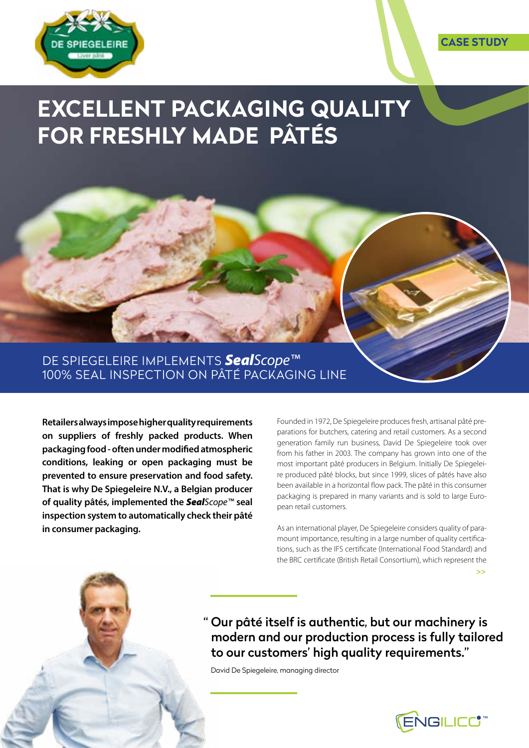CASE STUDY

# EXCELLENT PACKAGING QUALITY FOR FRESHLY MADE PÂTÉS

## DE SPIEGELEIRE IMPLEMENTS ***Seal****Scope*™ 100% SEAL INSPECTION ON PÂTÉ PACKAGING LINE

**Retailers always impose higher quality requirements on suppliers of freshly packed products. When packaging food - often under modified atmospheric conditions, leaking or open packaging must be prevented to ensure preservation and food safety. That is why De Spiegeleire N.V., a Belgian producer of quality pâtés, implemented the *Seal*Scope™ seal inspection system to automatically check their pâté in consumer packaging.**

Founded in 1972, De Spiegeleire produces fresh, artisanal pâté preparations for butchers, catering and retail customers. As a second generation family run business, David De Spiegeleire took over from his father in 2003. The company has grown into one of the most important pâté producers in Belgium. Initially De Spiegeleire produced pâté blocks, but since 1999, slices of pâtés have also been available in a horizontal flow pack. The pâté in this consumer packaging is prepared in many variants and is sold to large European retail customers.

As an international player, De Spiegeleire considers quality of paramount importance, resulting in a large number of quality certifications, such as the IFS certificate (International Food Standard) and the BRC certificate (British Retail Consortium), which represent the

>>

" **Our pâté itself is authentic, but our machinery is modern and our production process is fully tailored to our customers' high quality requirements."**

David De Spiegeleire, managing director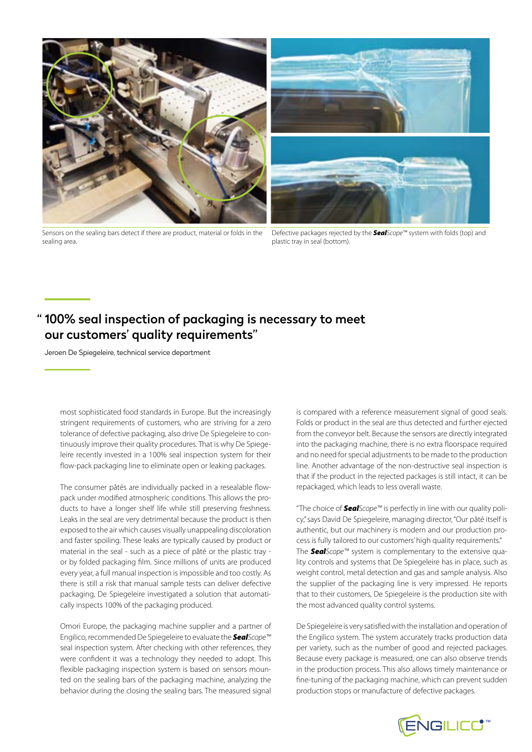Sensors on the sealing bars detect if there are product, material or folds in the sealing area.

Defective packages rejected by the ***Seal****Scope*™ system with folds (top) and plastic tray in seal (bottom).

## "100% seal inspection of packaging is necessary to meet our customers' quality requirements"

Jeroen De Spiegeleire, technical service department

most sophisticated food standards in Europe. But the increasingly stringent requirements of customers, who are striving for a zero tolerance of defective packaging, also drive De Spiegeleire to continuously improve their quality procedures. That is why De Spiegeleire recently invested in a 100% seal inspection system for their flow-pack packaging line to eliminate open or leaking packages.

The consumer pâtés are individually packed in a resealable flow-pack under modified atmospheric conditions. This allows the products to have a longer shelf life while still preserving freshness. Leaks in the seal are very detrimental because the product is then exposed to the air which causes visually unappealing discoloration and faster spoiling. These leaks are typically caused by product or material in the seal - such as a piece of pâté or the plastic tray - or by folded packaging film. Since millions of units are produced every year, a full manual inspection is impossible and too costly. As there is still a risk that manual sample tests can deliver defective packaging, De Spiegeleire investigated a solution that automatically inspects 100% of the packaging produced.

Omori Europe, the packaging machine supplier and a partner of Engilico, recommended De Spiegeleire to evaluate the ***Seal****Scope*™ seal inspection system. After checking with other references, they were confident it was a technology they needed to adopt. This flexible packaging inspection system is based on sensors mounted on the sealing bars of the packaging machine, analyzing the behavior during the closing the sealing bars. The measured signal is compared with a reference measurement signal of good seals. Folds or product in the seal are thus detected and further ejected from the conveyor belt. Because the sensors are directly integrated into the packaging machine, there is no extra floorspace required and no need for special adjustments to be made to the production line. Another advantage of the non-destructive seal inspection is that if the product in the rejected packages is still intact, it can be repackaged, which leads to less overall waste.

"The choice of ***Seal****Scope*™ is perfectly in line with our quality policy," says David De Spiegeleire, managing director, "Our pâté itself is authentic, but our machinery is modern and our production process is fully tailored to our customers' high quality requirements." The ***Seal****Scope*™ system is complementary to the extensive quality controls and systems that De Spiegeleire has in place, such as weight control, metal detection and gas and sample analysis. Also the supplier of the packaging line is very impressed. He reports that to their customers, De Spiegeleire is the production site with the most advanced quality control systems.

De Spiegeleire is very satisfied with the installation and operation of the Engilico system. The system accurately tracks production data per variety, such as the number of good and rejected packages. Because every package is measured, one can also observe trends in the production process. This also allows timely maintenance or fine-tuning of the packaging machine, which can prevent sudden production stops or manufacture of defective packages.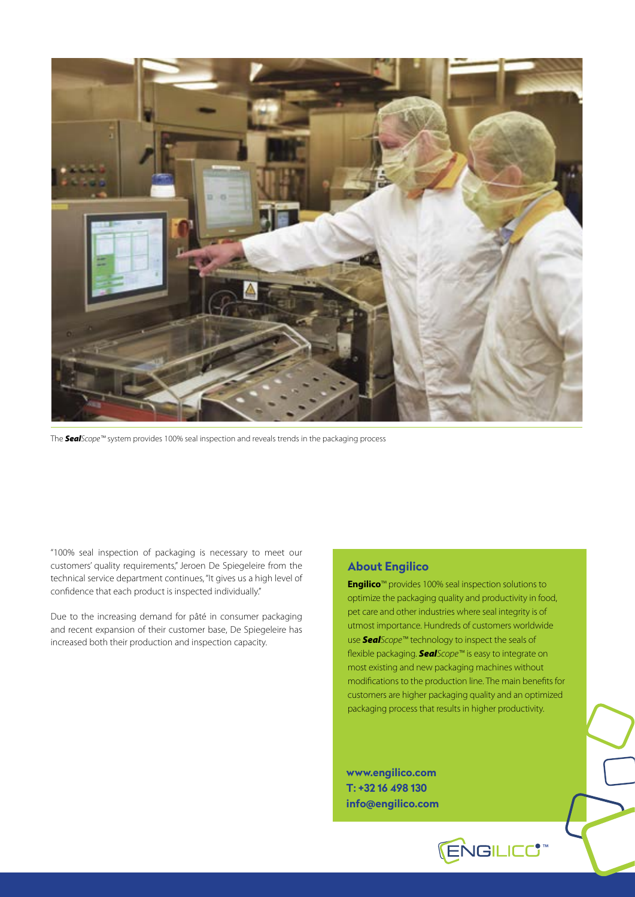The ***Seal****Scope*™ system provides 100% seal inspection and reveals trends in the packaging process

"100% seal inspection of packaging is necessary to meet our customers' quality requirements," Jeroen De Spiegeleire from the technical service department continues, "It gives us a high level of confidence that each product is inspected individually."

Due to the increasing demand for pâté in consumer packaging and recent expansion of their customer base, De Spiegeleire has increased both their production and inspection capacity.

## About Engilico

**Engilico**™ provides 100% seal inspection solutions to optimize the packaging quality and productivity in food, pet care and other industries where seal integrity is of utmost importance. Hundreds of customers worldwide use ***Seal****Scope*™ technology to inspect the seals of flexible packaging. ***Seal****Scope*™ is easy to integrate on most existing and new packaging machines without modifications to the production line. The main benefits for customers are higher packaging quality and an optimized packaging process that results in higher productivity.

**www.engilico.com**
**T: +32 16 498 130**
**info@engilico.com**

ENGILICO™